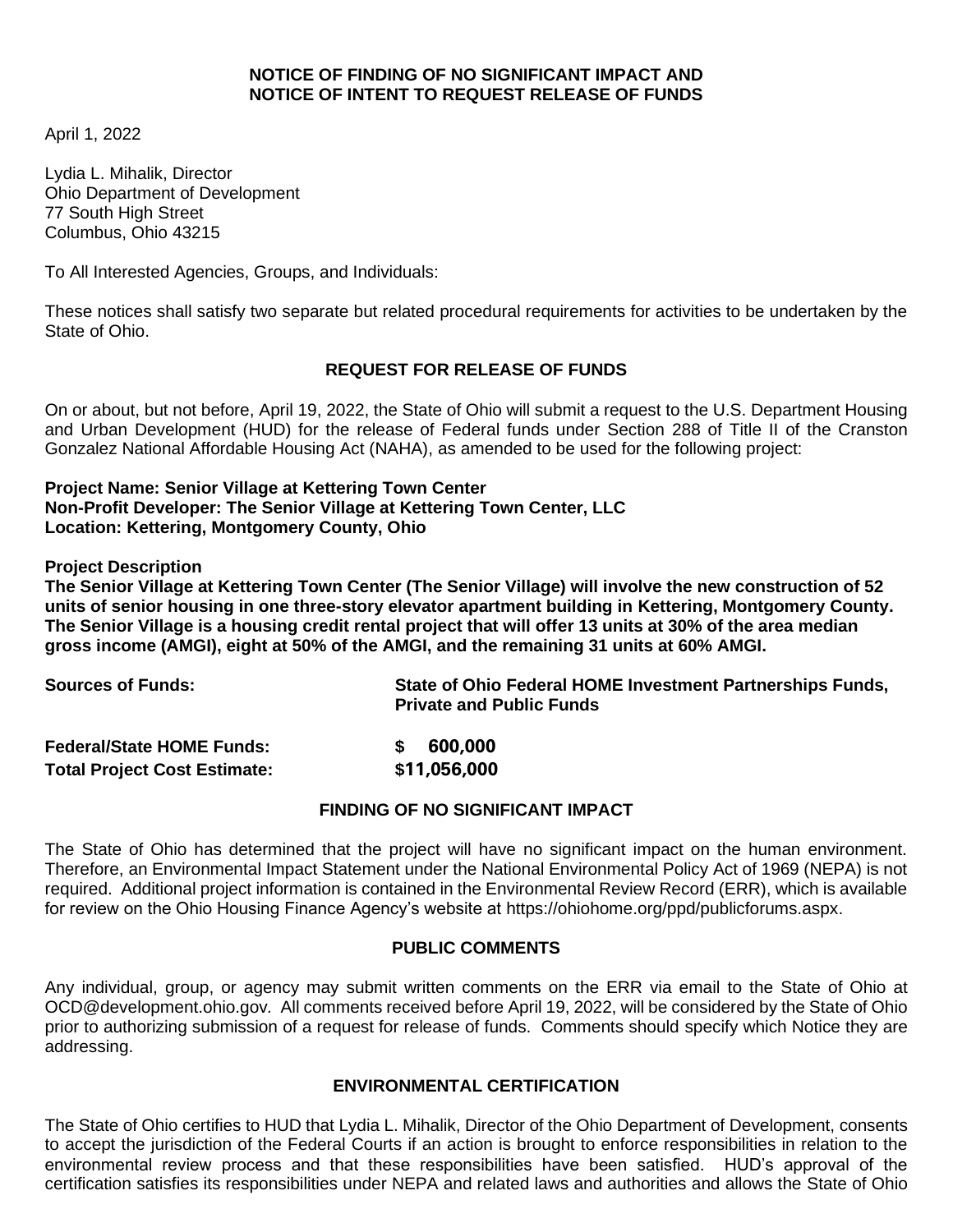**NOTICE OF FINDING OF NO SIGNIFICANT IMPACT AND NOTICE OF INTENT TO REQUEST RELEASE OF FUNDS**

April 1, 2022

Lydia L. Mihalik, Director
Ohio Department of Development
77 South High Street
Columbus, Ohio 43215

To All Interested Agencies, Groups, and Individuals:

These notices shall satisfy two separate but related procedural requirements for activities to be undertaken by the State of Ohio.

## REQUEST FOR RELEASE OF FUNDS

On or about, but not before, April 19, 2022, the State of Ohio will submit a request to the U.S. Department Housing and Urban Development (HUD) for the release of Federal funds under Section 288 of Title II of the Cranston Gonzalez National Affordable Housing Act (NAHA), as amended to be used for the following project:

**Project Name: Senior Village at Kettering Town Center**
**Non-Profit Developer: The Senior Village at Kettering Town Center, LLC**
**Location: Kettering, Montgomery County, Ohio**

**Project Description**
**The Senior Village at Kettering Town Center (The Senior Village) will involve the new construction of 52 units of senior housing in one three-story elevator apartment building in Kettering, Montgomery County. The Senior Village is a housing credit rental project that will offer 13 units at 30% of the area median gross income (AMGI), eight at 50% of the AMGI, and the remaining 31 units at 60% AMGI.**

**Sources of Funds:** **State of Ohio Federal HOME Investment Partnerships Funds, Private and Public Funds**

**Federal/State HOME Funds:** **$ 600,000**
**Total Project Cost Estimate:** **$11,056,000**

## FINDING OF NO SIGNIFICANT IMPACT

The State of Ohio has determined that the project will have no significant impact on the human environment. Therefore, an Environmental Impact Statement under the National Environmental Policy Act of 1969 (NEPA) is not required. Additional project information is contained in the Environmental Review Record (ERR), which is available for review on the Ohio Housing Finance Agency's website at https://ohiohome.org/ppd/publicforums.aspx.

## PUBLIC COMMENTS

Any individual, group, or agency may submit written comments on the ERR via email to the State of Ohio at OCD@development.ohio.gov. All comments received before April 19, 2022, will be considered by the State of Ohio prior to authorizing submission of a request for release of funds. Comments should specify which Notice they are addressing.

## ENVIRONMENTAL CERTIFICATION

The State of Ohio certifies to HUD that Lydia L. Mihalik, Director of the Ohio Department of Development, consents to accept the jurisdiction of the Federal Courts if an action is brought to enforce responsibilities in relation to the environmental review process and that these responsibilities have been satisfied. HUD's approval of the certification satisfies its responsibilities under NEPA and related laws and authorities and allows the State of Ohio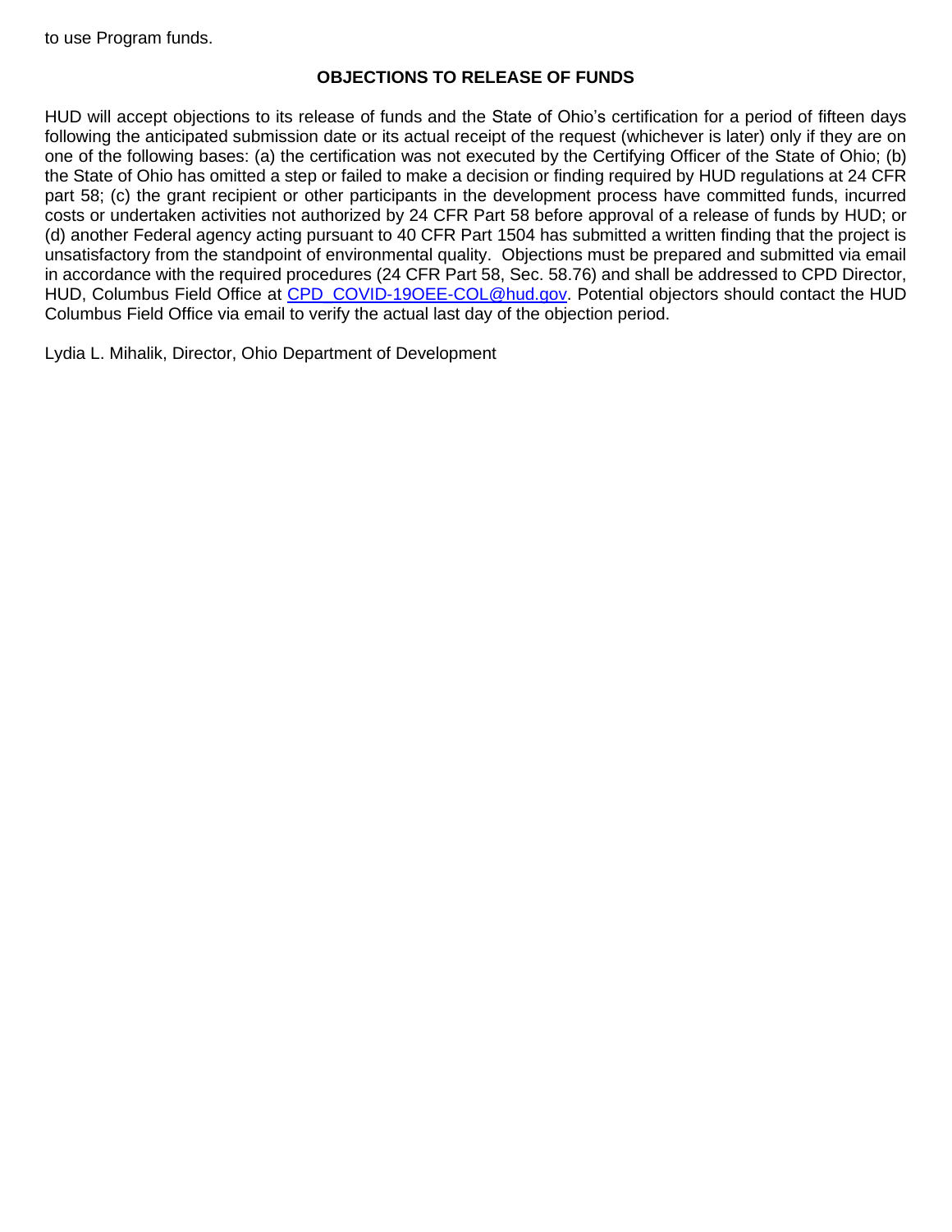to use Program funds.

## OBJECTIONS TO RELEASE OF FUNDS

HUD will accept objections to its release of funds and the State of Ohio's certification for a period of fifteen days following the anticipated submission date or its actual receipt of the request (whichever is later) only if they are on one of the following bases: (a) the certification was not executed by the Certifying Officer of the State of Ohio; (b) the State of Ohio has omitted a step or failed to make a decision or finding required by HUD regulations at 24 CFR part 58; (c) the grant recipient or other participants in the development process have committed funds, incurred costs or undertaken activities not authorized by 24 CFR Part 58 before approval of a release of funds by HUD; or (d) another Federal agency acting pursuant to 40 CFR Part 1504 has submitted a written finding that the project is unsatisfactory from the standpoint of environmental quality. Objections must be prepared and submitted via email in accordance with the required procedures (24 CFR Part 58, Sec. 58.76) and shall be addressed to CPD Director, HUD, Columbus Field Office at CPD_COVID-19OEE-COL@hud.gov. Potential objectors should contact the HUD Columbus Field Office via email to verify the actual last day of the objection period.

Lydia L. Mihalik, Director, Ohio Department of Development